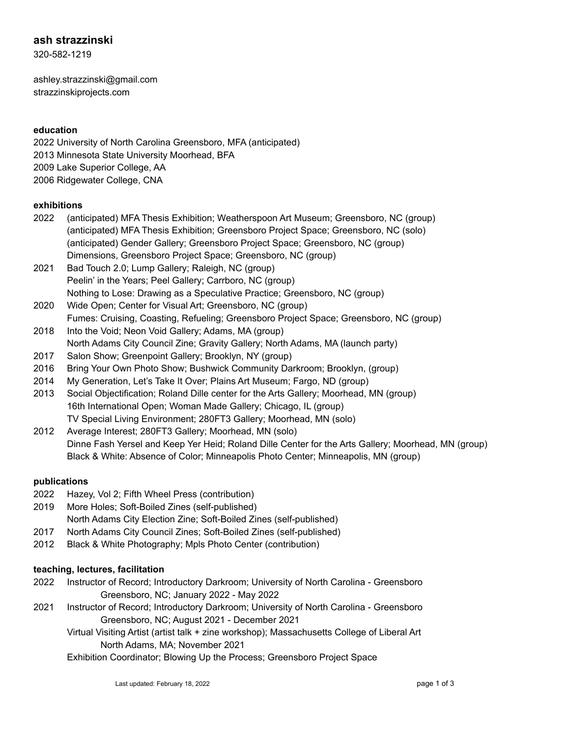## ash strazzinski

320-582-1219

ashley.strazzinski@gmail.com
strazzinskiprojects.com

### education

2022 University of North Carolina Greensboro, MFA (anticipated)
2013 Minnesota State University Moorhead, BFA
2009 Lake Superior College, AA
2006 Ridgewater College, CNA

### exhibitions

2022 (anticipated) MFA Thesis Exhibition; Weatherspoon Art Museum; Greensboro, NC (group)
(anticipated) MFA Thesis Exhibition; Greensboro Project Space; Greensboro, NC (solo)
(anticipated) Gender Gallery; Greensboro Project Space; Greensboro, NC (group)
Dimensions, Greensboro Project Space; Greensboro, NC (group)

2021 Bad Touch 2.0; Lump Gallery; Raleigh, NC (group)
Peelin' in the Years; Peel Gallery; Carrboro, NC (group)
Nothing to Lose: Drawing as a Speculative Practice; Greensboro, NC (group)

2020 Wide Open; Center for Visual Art; Greensboro, NC (group)
Fumes: Cruising, Coasting, Refueling; Greensboro Project Space; Greensboro, NC (group)

2018 Into the Void; Neon Void Gallery; Adams, MA (group)
North Adams City Council Zine; Gravity Gallery; North Adams, MA (launch party)

2017 Salon Show; Greenpoint Gallery; Brooklyn, NY (group)

2016 Bring Your Own Photo Show; Bushwick Community Darkroom; Brooklyn, (group)

2014 My Generation, Let's Take It Over; Plains Art Museum; Fargo, ND (group)

2013 Social Objectification; Roland Dille center for the Arts Gallery; Moorhead, MN (group)
16th International Open; Woman Made Gallery; Chicago, IL (group)
TV Special Living Environment; 280FT3 Gallery; Moorhead, MN (solo)

2012 Average Interest; 280FT3 Gallery; Moorhead, MN (solo)
Dinne Fash Yersel and Keep Yer Heid; Roland Dille Center for the Arts Gallery; Moorhead, MN (group)
Black & White: Absence of Color; Minneapolis Photo Center; Minneapolis, MN (group)

### publications

2022 Hazey, Vol 2; Fifth Wheel Press (contribution)

2019 More Holes; Soft-Boiled Zines (self-published)
North Adams City Election Zine; Soft-Boiled Zines (self-published)

2017 North Adams City Council Zines; Soft-Boiled Zines (self-published)

2012 Black & White Photography; Mpls Photo Center (contribution)

### teaching, lectures, facilitation

2022 Instructor of Record; Introductory Darkroom; University of North Carolina - Greensboro
Greensboro, NC; January 2022 - May 2022

2021 Instructor of Record; Introductory Darkroom; University of North Carolina - Greensboro
Greensboro, NC; August 2021 - December 2021
Virtual Visiting Artist (artist talk + zine workshop); Massachusetts College of Liberal Art
North Adams, MA; November 2021
Exhibition Coordinator; Blowing Up the Process; Greensboro Project Space

Last updated: February 18, 2022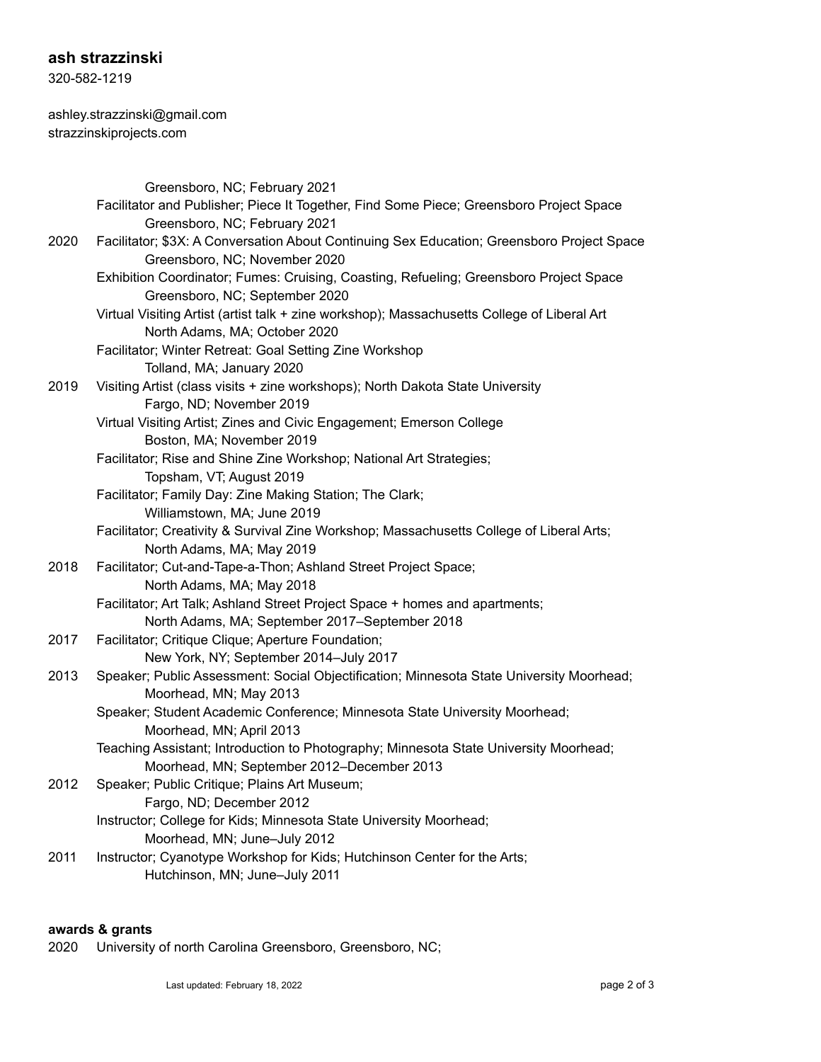**ash strazzinski**
320-582-1219

ashley.strazzinski@gmail.com
strazzinskiprojects.com

Greensboro, NC; February 2021

Facilitator and Publisher; Piece It Together, Find Some Piece; Greensboro Project Space
Greensboro, NC; February 2021

2020 Facilitator; $3X: A Conversation About Continuing Sex Education; Greensboro Project Space
Greensboro, NC; November 2020

Exhibition Coordinator; Fumes: Cruising, Coasting, Refueling; Greensboro Project Space
Greensboro, NC; September 2020

Virtual Visiting Artist (artist talk + zine workshop); Massachusetts College of Liberal Art
North Adams, MA; October 2020

Facilitator; Winter Retreat: Goal Setting Zine Workshop
Tolland, MA; January 2020

2019 Visiting Artist (class visits + zine workshops); North Dakota State University
Fargo, ND; November 2019

Virtual Visiting Artist; Zines and Civic Engagement; Emerson College
Boston, MA; November 2019

Facilitator; Rise and Shine Zine Workshop; National Art Strategies;
Topsham, VT; August 2019

Facilitator; Family Day: Zine Making Station; The Clark;
Williamstown, MA; June 2019

Facilitator; Creativity & Survival Zine Workshop; Massachusetts College of Liberal Arts;
North Adams, MA; May 2019

2018 Facilitator; Cut-and-Tape-a-Thon; Ashland Street Project Space;
North Adams, MA; May 2018

Facilitator; Art Talk; Ashland Street Project Space + homes and apartments;
North Adams, MA; September 2017–September 2018

2017 Facilitator; Critique Clique; Aperture Foundation;
New York, NY; September 2014–July 2017

2013 Speaker; Public Assessment: Social Objectification; Minnesota State University Moorhead;
Moorhead, MN; May 2013

Speaker; Student Academic Conference; Minnesota State University Moorhead;
Moorhead, MN; April 2013

Teaching Assistant; Introduction to Photography; Minnesota State University Moorhead;
Moorhead, MN; September 2012–December 2013

2012 Speaker; Public Critique; Plains Art Museum;
Fargo, ND; December 2012

Instructor; College for Kids; Minnesota State University Moorhead;
Moorhead, MN; June–July 2012

2011 Instructor; Cyanotype Workshop for Kids; Hutchinson Center for the Arts;
Hutchinson, MN; June–July 2011

**awards & grants**

2020 University of north Carolina Greensboro, Greensboro, NC;

Last updated: February 18, 2022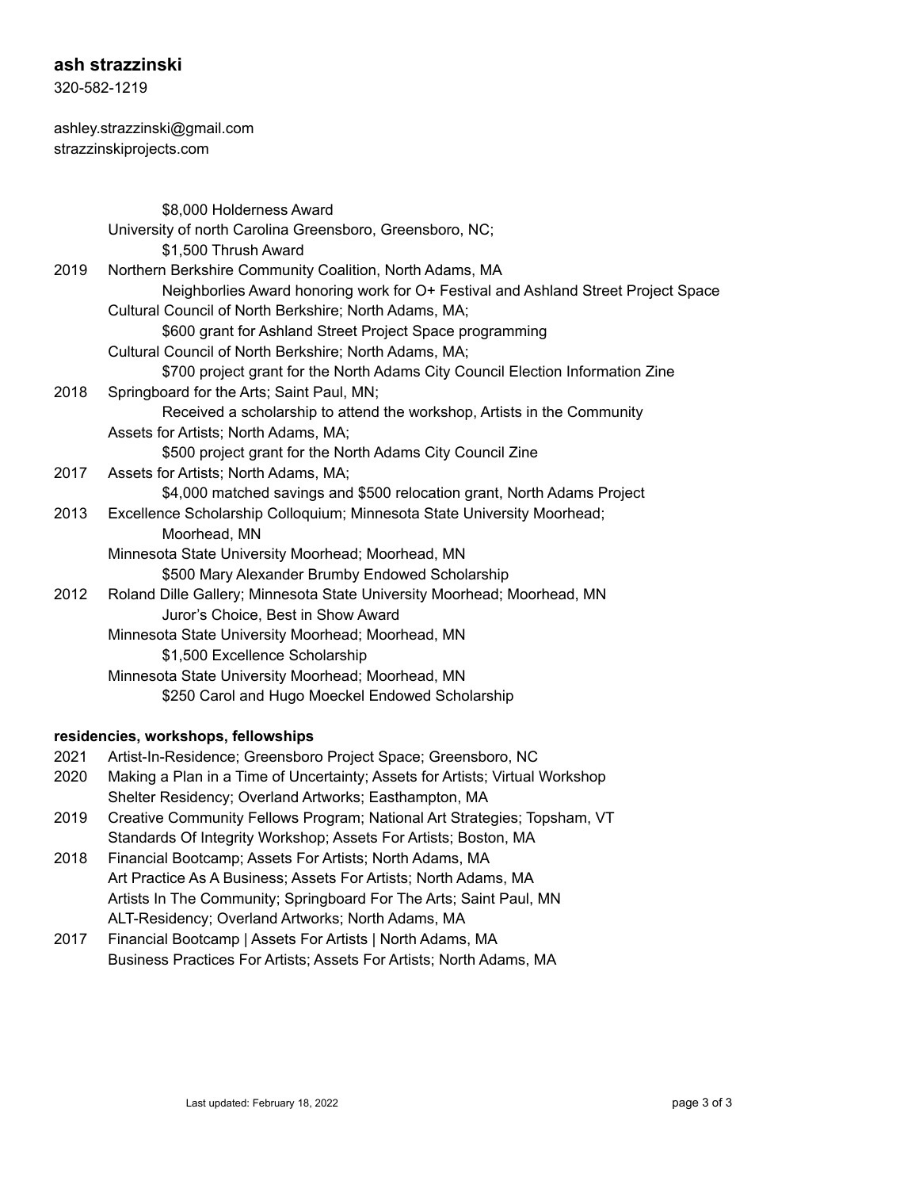**ash strazzinski**
320-582-1219

ashley.strazzinski@gmail.com
strazzinskiprojects.com

| | |
|---|---|
| | $8,000 Holderness Award |
| | University of north Carolina Greensboro, Greensboro, NC; |
| | $1,500 Thrush Award |
| 2019 | Northern Berkshire Community Coalition, North Adams, MA |
| | Neighborlies Award honoring work for O+ Festival and Ashland Street Project Space |
| | Cultural Council of North Berkshire; North Adams, MA; |
| | $600 grant for Ashland Street Project Space programming |
| | Cultural Council of North Berkshire; North Adams, MA; |
| | $700 project grant for the North Adams City Council Election Information Zine |
| 2018 | Springboard for the Arts; Saint Paul, MN; |
| | Received a scholarship to attend the workshop, Artists in the Community |
| | Assets for Artists; North Adams, MA; |
| | $500 project grant for the North Adams City Council Zine |
| 2017 | Assets for Artists; North Adams, MA; |
| | $4,000 matched savings and $500 relocation grant, North Adams Project |
| 2013 | Excellence Scholarship Colloquium; Minnesota State University Moorhead; Moorhead, MN |
| | Minnesota State University Moorhead; Moorhead, MN |
| | $500 Mary Alexander Brumby Endowed Scholarship |
| 2012 | Roland Dille Gallery; Minnesota State University Moorhead; Moorhead, MN |
| | Juror's Choice, Best in Show Award |
| | Minnesota State University Moorhead; Moorhead, MN |
| | $1,500 Excellence Scholarship |
| | Minnesota State University Moorhead; Moorhead, MN |
| | $250 Carol and Hugo Moeckel Endowed Scholarship |

**residencies, workshops, fellowships**

| | |
|---|---|
| 2021 | Artist-In-Residence; Greensboro Project Space; Greensboro, NC |
| 2020 | Making a Plan in a Time of Uncertainty; Assets for Artists; Virtual Workshop |
| | Shelter Residency; Overland Artworks; Easthampton, MA |
| 2019 | Creative Community Fellows Program; National Art Strategies; Topsham, VT |
| | Standards Of Integrity Workshop; Assets For Artists; Boston, MA |
| 2018 | Financial Bootcamp; Assets For Artists; North Adams, MA |
| | Art Practice As A Business; Assets For Artists; North Adams, MA |
| | Artists In The Community; Springboard For The Arts; Saint Paul, MN |
| | ALT-Residency; Overland Artworks; North Adams, MA |
| 2017 | Financial Bootcamp \| Assets For Artists \| North Adams, MA |
| | Business Practices For Artists; Assets For Artists; North Adams, MA |

Last updated: February 18, 2022